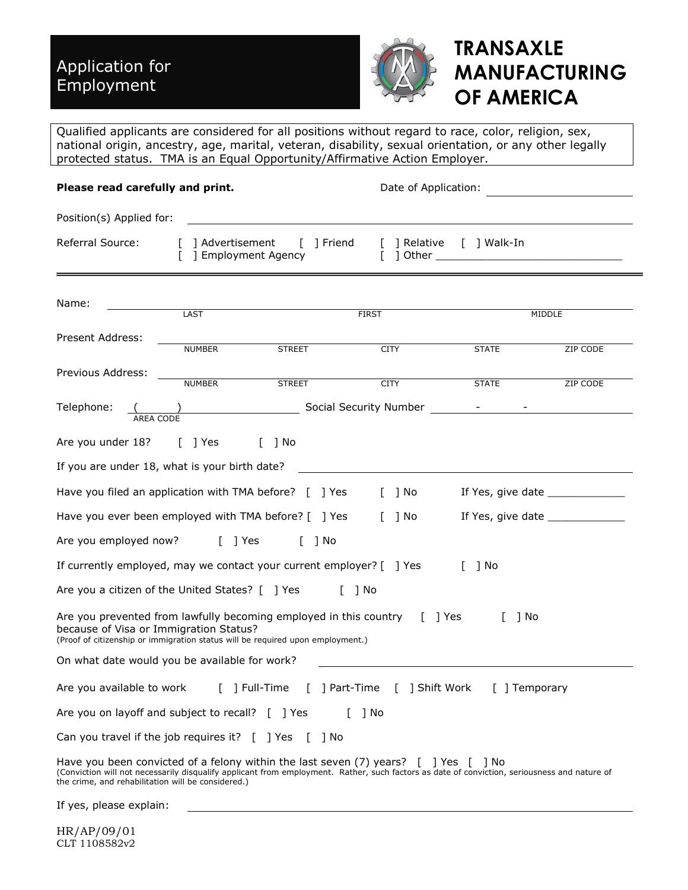# Application for Employment

# TRANSAXLE MANUFACTURING OF AMERICA

Qualified applicants are considered for all positions without regard to race, color, religion, sex, national origin, ancestry, age, marital, veteran, disability, sexual orientation, or any other legally protected status. TMA is an Equal Opportunity/Affirmative Action Employer.

**Please read carefully and print.** Date of Application: ____________________

Position(s) Applied for: ________________________________________

Referral Source: [ ] Advertisement [ ] Friend [ ] Relative [ ] Walk-In
[ ] Employment Agency [ ] Other ______________________________

---

Name: ________________________________________
LAST FIRST MIDDLE

Present Address: ________________________________________
NUMBER STREET CITY STATE ZIP CODE

Previous Address: ________________________________________
NUMBER STREET CITY STATE ZIP CODE

Telephone: ( ) ____________________ Social Security Number ______ - ______ - ______
AREA CODE

Are you under 18? [ ] Yes [ ] No

If you are under 18, what is your birth date? ____________________

Have you filed an application with TMA before? [ ] Yes [ ] No If Yes, give date ____________

Have you ever been employed with TMA before? [ ] Yes [ ] No If Yes, give date ____________

Are you employed now? [ ] Yes [ ] No

If currently employed, may we contact your current employer? [ ] Yes [ ] No

Are you a citizen of the United States? [ ] Yes [ ] No

Are you prevented from lawfully becoming employed in this country because of Visa or Immigration Status? [ ] Yes [ ] No
(Proof of citizenship or immigration status will be required upon employment.)

On what date would you be available for work? ____________________

Are you available to work [ ] Full-Time [ ] Part-Time [ ] Shift Work [ ] Temporary

Are you on layoff and subject to recall? [ ] Yes [ ] No

Can you travel if the job requires it? [ ] Yes [ ] No

Have you been convicted of a felony within the last seven (7) years? [ ] Yes [ ] No
(Conviction will not necessarily disqualify applicant from employment. Rather, such factors as date of conviction, seriousness and nature of the crime, and rehabilitation will be considered.)

If yes, please explain: ________________________________________

HR/AP/09/01
CLT 1108582v2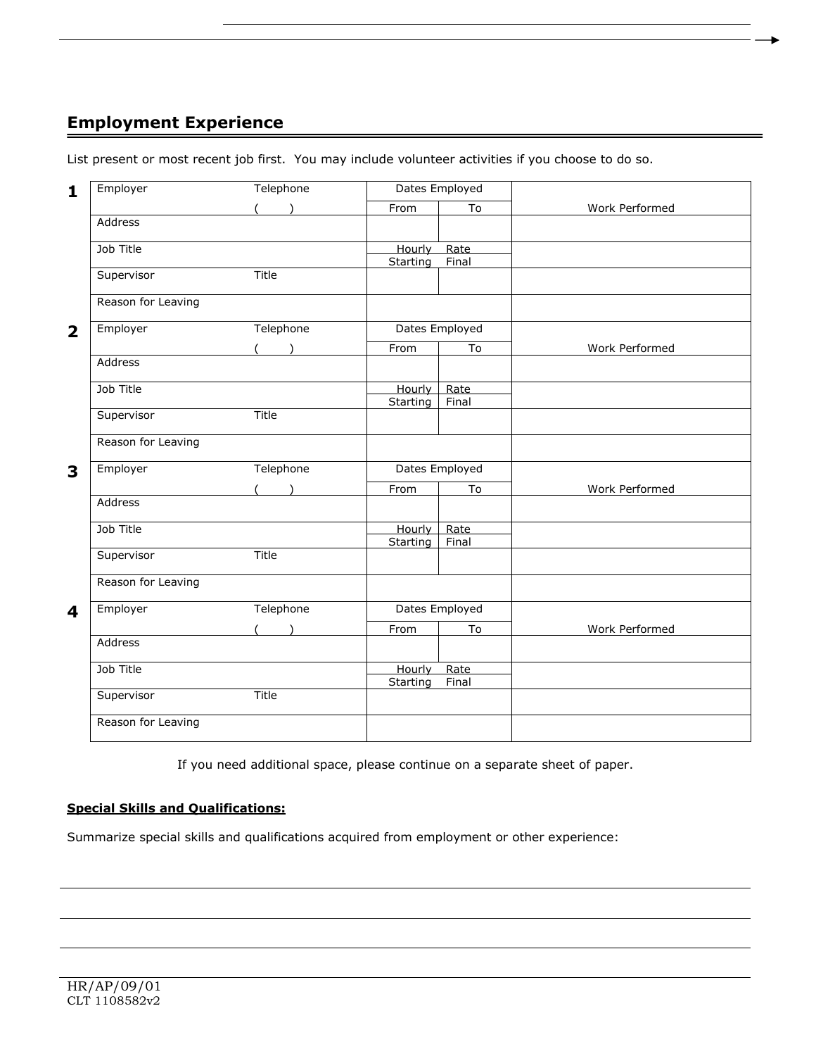## Employment Experience

List present or most recent job first. You may include volunteer activities if you choose to do so.

**1**

| Employer | Telephone ( ) | Dates Employed | | Work Performed |
|---|---|---|---|---|
| | | From | To | |
| Address | | | | |
| Job Title | | Hourly Rate | | |
| | | Starting | Final | |
| Supervisor | Title | | | |
| Reason for Leaving | | | | |

**2**

| Employer | Telephone ( ) | Dates Employed | | Work Performed |
|---|---|---|---|---|
| | | From | To | |
| Address | | | | |
| Job Title | | Hourly Rate | | |
| | | Starting | Final | |
| Supervisor | Title | | | |
| Reason for Leaving | | | | |

**3**

| Employer | Telephone ( ) | Dates Employed | | Work Performed |
|---|---|---|---|---|
| | | From | To | |
| Address | | | | |
| Job Title | | Hourly Rate | | |
| | | Starting | Final | |
| Supervisor | Title | | | |
| Reason for Leaving | | | | |

**4**

| Employer | Telephone ( ) | Dates Employed | | Work Performed |
|---|---|---|---|---|
| | | From | To | |
| Address | | | | |
| Job Title | | Hourly Rate | | |
| | | Starting | Final | |
| Supervisor | Title | | | |
| Reason for Leaving | | | | |

If you need additional space, please continue on a separate sheet of paper.

**Special Skills and Qualifications:**

Summarize special skills and qualifications acquired from employment or other experience:

HR/AP/09/01
CLT 1108582v2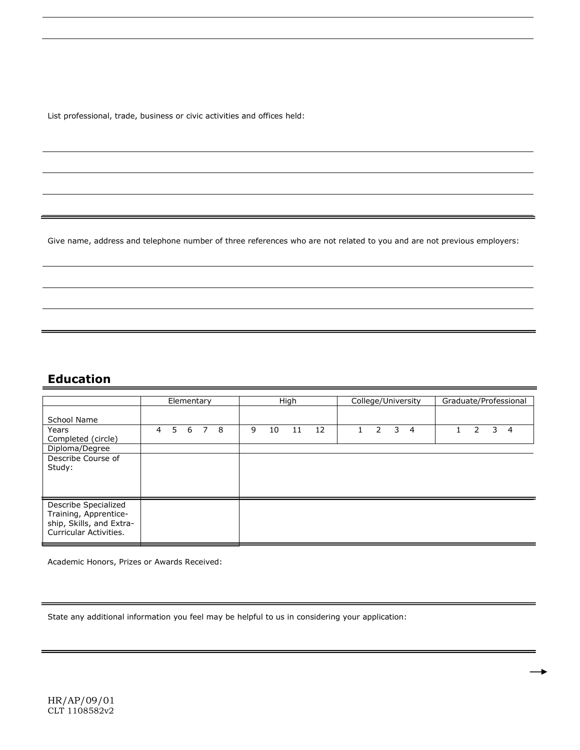List professional, trade, business or civic activities and offices held:

Give name, address and telephone number of three references who are not related to you and are not previous employers:

## Education

| | Elementary | High | College/University | Graduate/Professional |
|---|---|---|---|---|
| School Name | | | | |
| Years Completed (circle) | 4 5 6 7 8 | 9 10 11 12 | 1 2 3 4 | 1 2 3 4 |
| Diploma/Degree | | | | |
| Describe Course of Study: | | | | |
| Describe Specialized Training, Apprenticeship, Skills, and Extra-Curricular Activities. | | | | |

Academic Honors, Prizes or Awards Received:

State any additional information you feel may be helpful to us in considering your application:

HR/AP/09/01
CLT 1108582v2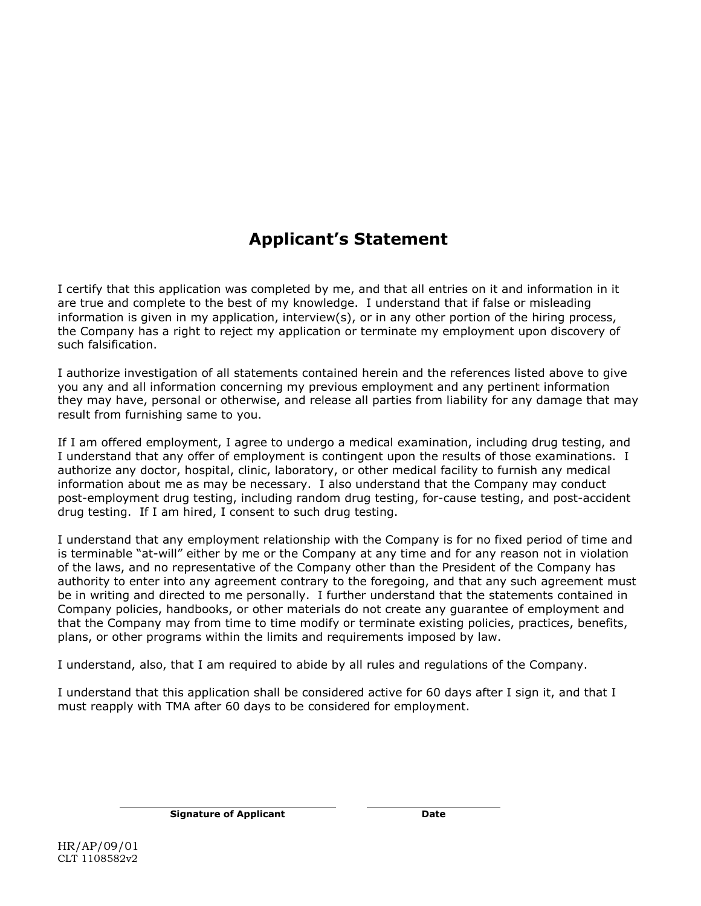# Applicant's Statement

I certify that this application was completed by me, and that all entries on it and information in it are true and complete to the best of my knowledge. I understand that if false or misleading information is given in my application, interview(s), or in any other portion of the hiring process, the Company has a right to reject my application or terminate my employment upon discovery of such falsification.

I authorize investigation of all statements contained herein and the references listed above to give you any and all information concerning my previous employment and any pertinent information they may have, personal or otherwise, and release all parties from liability for any damage that may result from furnishing same to you.

If I am offered employment, I agree to undergo a medical examination, including drug testing, and I understand that any offer of employment is contingent upon the results of those examinations. I authorize any doctor, hospital, clinic, laboratory, or other medical facility to furnish any medical information about me as may be necessary. I also understand that the Company may conduct post-employment drug testing, including random drug testing, for-cause testing, and post-accident drug testing. If I am hired, I consent to such drug testing.

I understand that any employment relationship with the Company is for no fixed period of time and is terminable "at-will" either by me or the Company at any time and for any reason not in violation of the laws, and no representative of the Company other than the President of the Company has authority to enter into any agreement contrary to the foregoing, and that any such agreement must be in writing and directed to me personally. I further understand that the statements contained in Company policies, handbooks, or other materials do not create any guarantee of employment and that the Company may from time to time modify or terminate existing policies, practices, benefits, plans, or other programs within the limits and requirements imposed by law.

I understand, also, that I am required to abide by all rules and regulations of the Company.

I understand that this application shall be considered active for 60 days after I sign it, and that I must reapply with TMA after 60 days to be considered for employment.

______________________________ ____________________

**Signature of Applicant** **Date**

HR/AP/09/01
CLT 1108582v2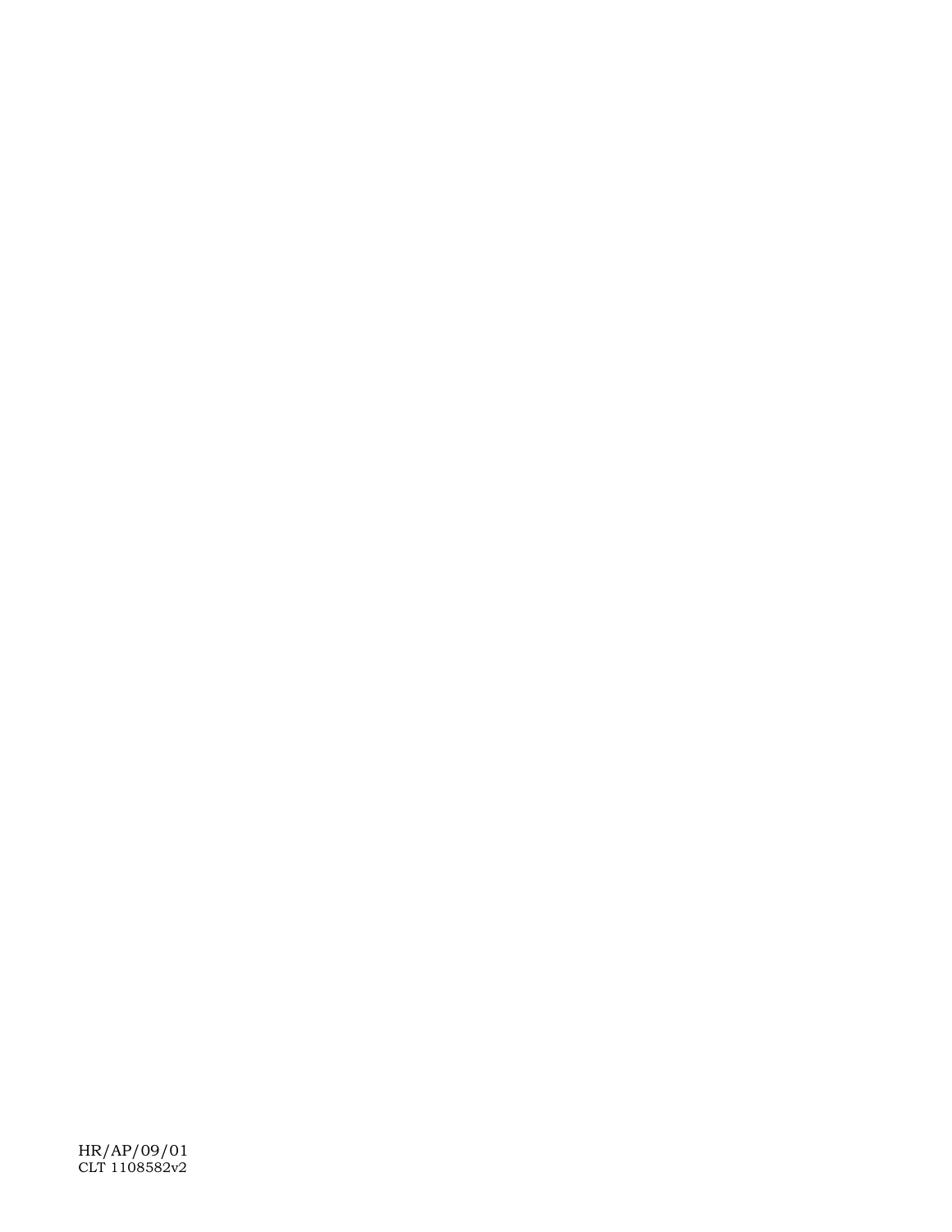HR/AP/09/01
CLT 1108582v2